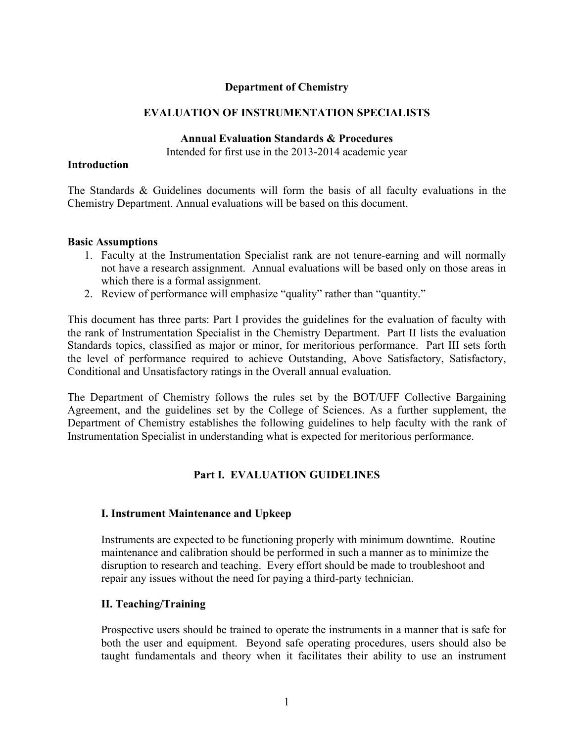**Department of Chemistry**

**EVALUATION OF INSTRUMENTATION SPECIALISTS**

**Annual Evaluation Standards & Procedures**

Intended for first use in the 2013-2014 academic year

**Introduction**

The Standards & Guidelines documents will form the basis of all faculty evaluations in the Chemistry Department. Annual evaluations will be based on this document.

**Basic Assumptions**

1. Faculty at the Instrumentation Specialist rank are not tenure-earning and will normally not have a research assignment. Annual evaluations will be based only on those areas in which there is a formal assignment.
2. Review of performance will emphasize "quality" rather than "quantity."

This document has three parts: Part I provides the guidelines for the evaluation of faculty with the rank of Instrumentation Specialist in the Chemistry Department. Part II lists the evaluation Standards topics, classified as major or minor, for meritorious performance. Part III sets forth the level of performance required to achieve Outstanding, Above Satisfactory, Satisfactory, Conditional and Unsatisfactory ratings in the Overall annual evaluation.

The Department of Chemistry follows the rules set by the BOT/UFF Collective Bargaining Agreement, and the guidelines set by the College of Sciences. As a further supplement, the Department of Chemistry establishes the following guidelines to help faculty with the rank of Instrumentation Specialist in understanding what is expected for meritorious performance.

## Part I. EVALUATION GUIDELINES

### I. Instrument Maintenance and Upkeep

Instruments are expected to be functioning properly with minimum downtime. Routine maintenance and calibration should be performed in such a manner as to minimize the disruption to research and teaching. Every effort should be made to troubleshoot and repair any issues without the need for paying a third-party technician.

### II. Teaching/Training

Prospective users should be trained to operate the instruments in a manner that is safe for both the user and equipment. Beyond safe operating procedures, users should also be taught fundamentals and theory when it facilitates their ability to use an instrument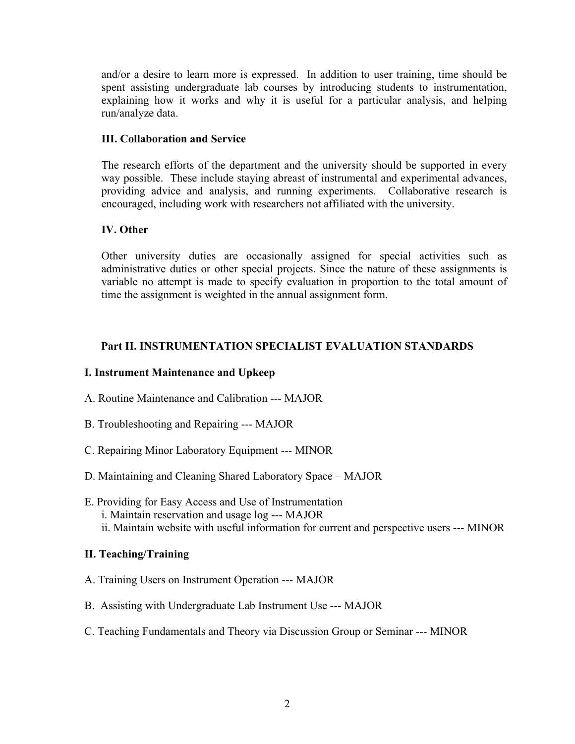and/or a desire to learn more is expressed. In addition to user training, time should be spent assisting undergraduate lab courses by introducing students to instrumentation, explaining how it works and why it is useful for a particular analysis, and helping run/analyze data.

### III. Collaboration and Service

The research efforts of the department and the university should be supported in every way possible. These include staying abreast of instrumental and experimental advances, providing advice and analysis, and running experiments. Collaborative research is encouraged, including work with researchers not affiliated with the university.

### IV. Other

Other university duties are occasionally assigned for special activities such as administrative duties or other special projects. Since the nature of these assignments is variable no attempt is made to specify evaluation in proportion to the total amount of time the assignment is weighted in the annual assignment form.

## Part II. INSTRUMENTATION SPECIALIST EVALUATION STANDARDS

### I. Instrument Maintenance and Upkeep

A. Routine Maintenance and Calibration --- MAJOR

B. Troubleshooting and Repairing --- MAJOR

C. Repairing Minor Laboratory Equipment --- MINOR

D. Maintaining and Cleaning Shared Laboratory Space – MAJOR

E. Providing for Easy Access and Use of Instrumentation
  i. Maintain reservation and usage log --- MAJOR
  ii. Maintain website with useful information for current and perspective users --- MINOR

### II. Teaching/Training

A. Training Users on Instrument Operation --- MAJOR

B. Assisting with Undergraduate Lab Instrument Use --- MAJOR

C. Teaching Fundamentals and Theory via Discussion Group or Seminar --- MINOR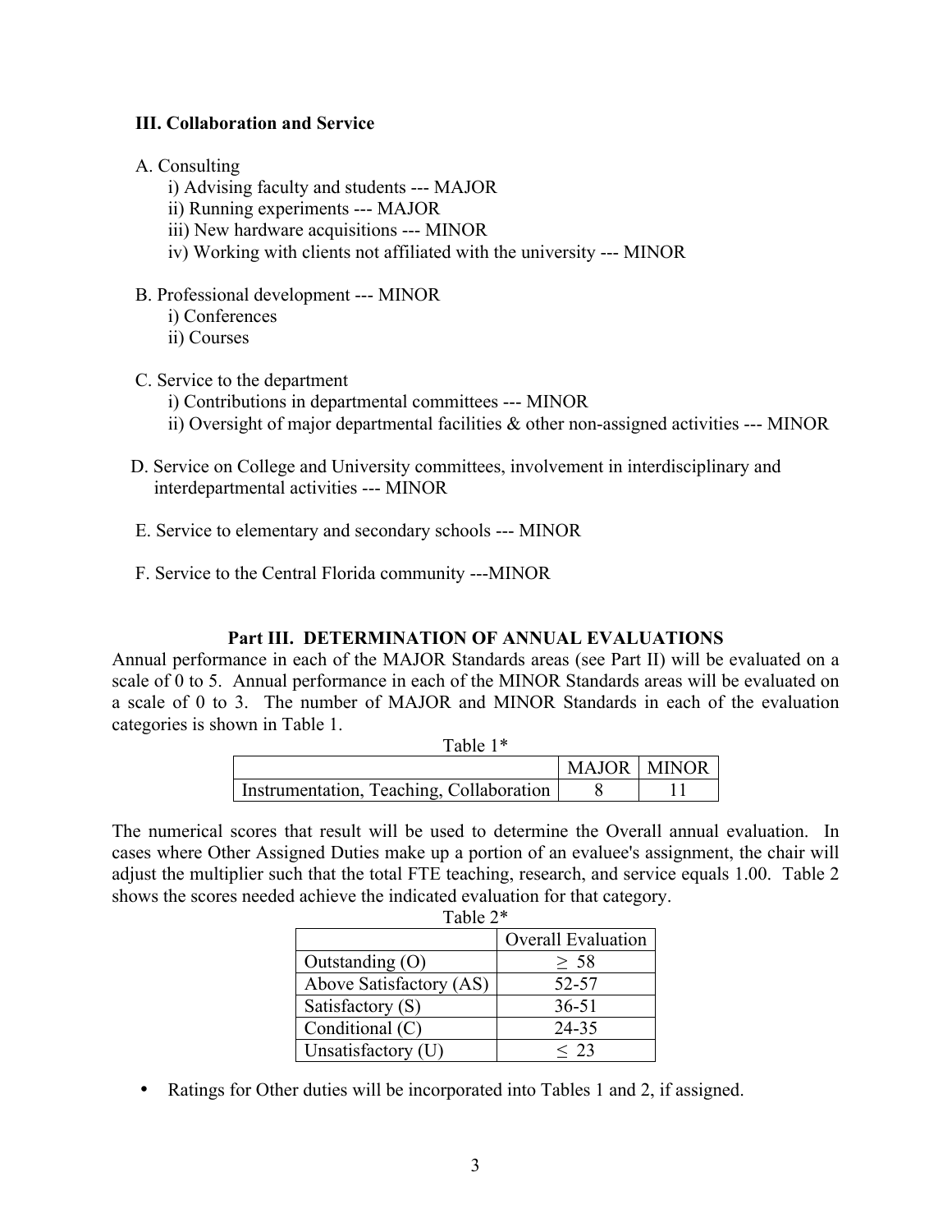**III. Collaboration and Service**

A. Consulting
- i) Advising faculty and students --- MAJOR
- ii) Running experiments --- MAJOR
- iii) New hardware acquisitions --- MINOR
- iv) Working with clients not affiliated with the university --- MINOR

B. Professional development --- MINOR
- i) Conferences
- ii) Courses

C. Service to the department
- i) Contributions in departmental committees --- MINOR
- ii) Oversight of major departmental facilities & other non-assigned activities --- MINOR

D. Service on College and University committees, involvement in interdisciplinary and interdepartmental activities --- MINOR

E. Service to elementary and secondary schools --- MINOR

F. Service to the Central Florida community ---MINOR

## Part III. DETERMINATION OF ANNUAL EVALUATIONS

Annual performance in each of the MAJOR Standards areas (see Part II) will be evaluated on a scale of 0 to 5. Annual performance in each of the MINOR Standards areas will be evaluated on a scale of 0 to 3. The number of MAJOR and MINOR Standards in each of the evaluation categories is shown in Table 1.

Table 1*

| | MAJOR | MINOR |
|---|---|---|
| Instrumentation, Teaching, Collaboration | 8 | 11 |

The numerical scores that result will be used to determine the Overall annual evaluation. In cases where Other Assigned Duties make up a portion of an evaluee's assignment, the chair will adjust the multiplier such that the total FTE teaching, research, and service equals 1.00. Table 2 shows the scores needed achieve the indicated evaluation for that category.

Table 2*

| | Overall Evaluation |
|---|---|
| Outstanding (O) | $\geq$ 58 |
| Above Satisfactory (AS) | 52-57 |
| Satisfactory (S) | 36-51 |
| Conditional (C) | 24-35 |
| Unsatisfactory (U) | $\leq$ 23 |

- Ratings for Other duties will be incorporated into Tables 1 and 2, if assigned.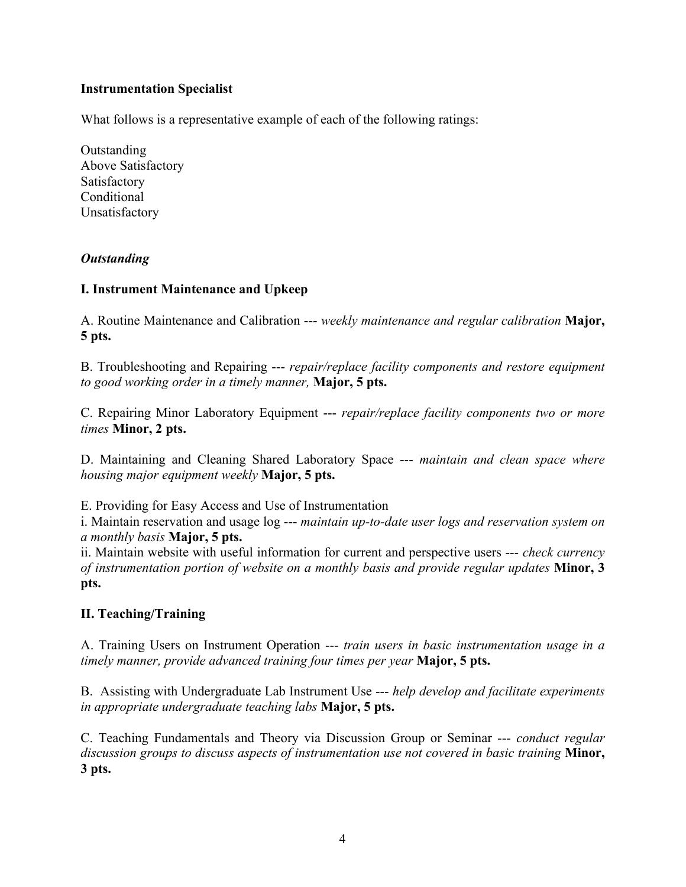**Instrumentation Specialist**

What follows is a representative example of each of the following ratings:

Outstanding
Above Satisfactory
Satisfactory
Conditional
Unsatisfactory

***Outstanding***

**I. Instrument Maintenance and Upkeep**

A. Routine Maintenance and Calibration --- *weekly maintenance and regular calibration* **Major, 5 pts.**

B. Troubleshooting and Repairing --- *repair/replace facility components and restore equipment to good working order in a timely manner,* **Major, 5 pts.**

C. Repairing Minor Laboratory Equipment --- *repair/replace facility components two or more times* **Minor, 2 pts.**

D. Maintaining and Cleaning Shared Laboratory Space --- *maintain and clean space where housing major equipment weekly* **Major, 5 pts.**

E. Providing for Easy Access and Use of Instrumentation
i. Maintain reservation and usage log --- *maintain up-to-date user logs and reservation system on a monthly basis* **Major, 5 pts.**
ii. Maintain website with useful information for current and perspective users --- *check currency of instrumentation portion of website on a monthly basis and provide regular updates* **Minor, 3 pts.**

**II. Teaching/Training**

A. Training Users on Instrument Operation --- *train users in basic instrumentation usage in a timely manner, provide advanced training four times per year* **Major, 5 pts.**

B. Assisting with Undergraduate Lab Instrument Use --- *help develop and facilitate experiments in appropriate undergraduate teaching labs* **Major, 5 pts.**

C. Teaching Fundamentals and Theory via Discussion Group or Seminar --- *conduct regular discussion groups to discuss aspects of instrumentation use not covered in basic training* **Minor, 3 pts.**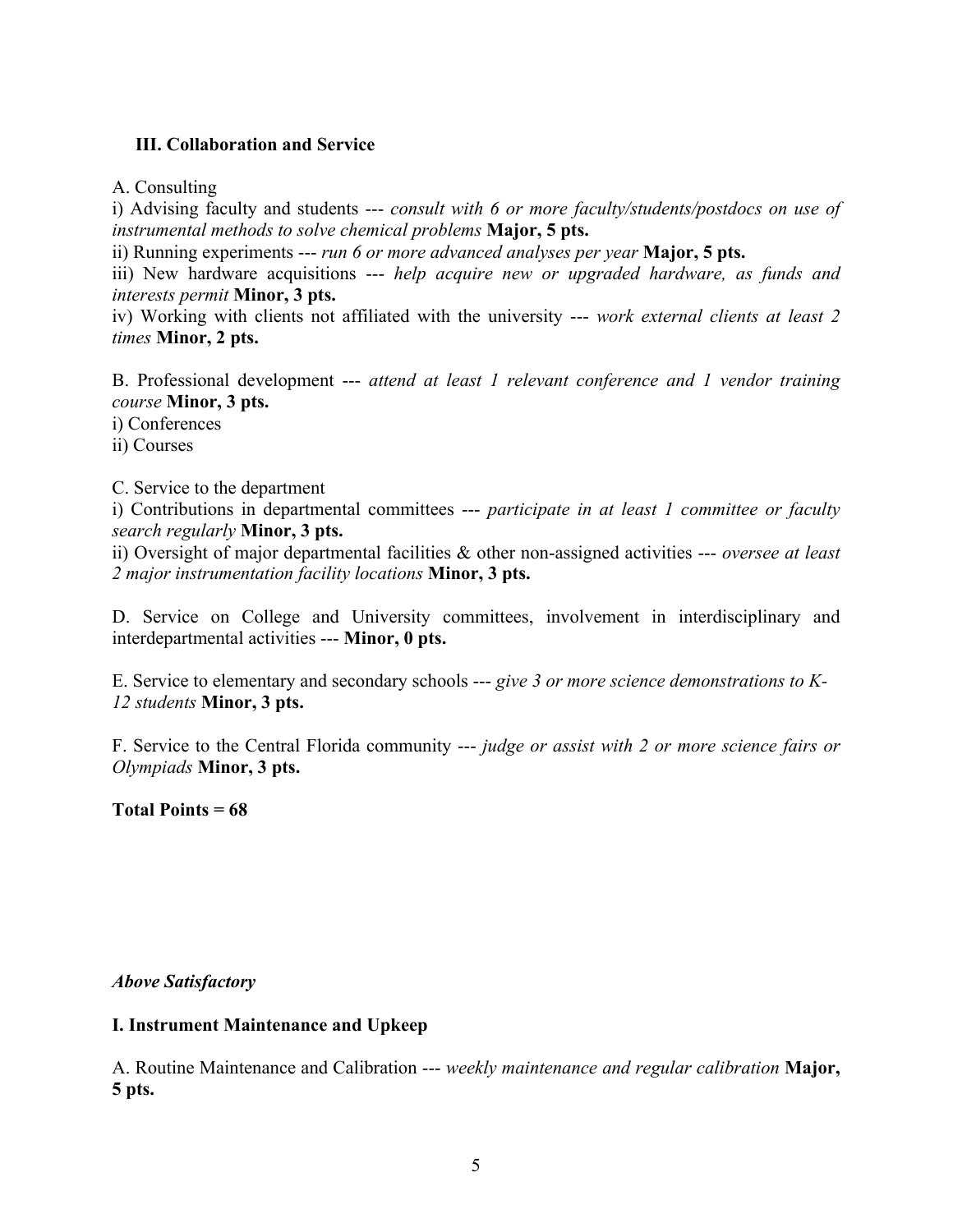### III. Collaboration and Service

A. Consulting

i) Advising faculty and students --- *consult with 6 or more faculty/students/postdocs on use of instrumental methods to solve chemical problems* **Major, 5 pts.**

ii) Running experiments --- *run 6 or more advanced analyses per year* **Major, 5 pts.**

iii) New hardware acquisitions --- *help acquire new or upgraded hardware, as funds and interests permit* **Minor, 3 pts.**

iv) Working with clients not affiliated with the university --- *work external clients at least 2 times* **Minor, 2 pts.**

B. Professional development --- *attend at least 1 relevant conference and 1 vendor training course* **Minor, 3 pts.**

i) Conferences

ii) Courses

C. Service to the department

i) Contributions in departmental committees --- *participate in at least 1 committee or faculty search regularly* **Minor, 3 pts.**

ii) Oversight of major departmental facilities & other non-assigned activities --- *oversee at least 2 major instrumentation facility locations* **Minor, 3 pts.**

D. Service on College and University committees, involvement in interdisciplinary and interdepartmental activities --- **Minor, 0 pts.**

E. Service to elementary and secondary schools --- *give 3 or more science demonstrations to K-12 students* **Minor, 3 pts.**

F. Service to the Central Florida community --- *judge or assist with 2 or more science fairs or Olympiads* **Minor, 3 pts.**

**Total Points = 68**

***Above Satisfactory***

### I. Instrument Maintenance and Upkeep

A. Routine Maintenance and Calibration --- *weekly maintenance and regular calibration* **Major, 5 pts.**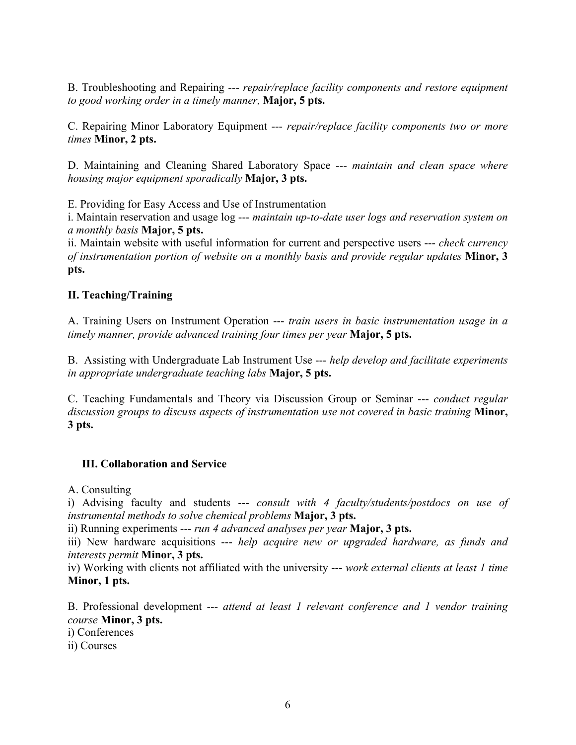B. Troubleshooting and Repairing --- *repair/replace facility components and restore equipment to good working order in a timely manner,* **Major, 5 pts.**

C. Repairing Minor Laboratory Equipment --- *repair/replace facility components two or more times* **Minor, 2 pts.**

D. Maintaining and Cleaning Shared Laboratory Space --- *maintain and clean space where housing major equipment sporadically* **Major, 3 pts.**

E. Providing for Easy Access and Use of Instrumentation
i. Maintain reservation and usage log --- *maintain up-to-date user logs and reservation system on a monthly basis* **Major, 5 pts.**
ii. Maintain website with useful information for current and perspective users --- *check currency of instrumentation portion of website on a monthly basis and provide regular updates* **Minor, 3 pts.**

**II. Teaching/Training**

A. Training Users on Instrument Operation --- *train users in basic instrumentation usage in a timely manner, provide advanced training four times per year* **Major, 5 pts.**

B. Assisting with Undergraduate Lab Instrument Use --- *help develop and facilitate experiments in appropriate undergraduate teaching labs* **Major, 5 pts.**

C. Teaching Fundamentals and Theory via Discussion Group or Seminar --- *conduct regular discussion groups to discuss aspects of instrumentation use not covered in basic training* **Minor, 3 pts.**

**III. Collaboration and Service**

A. Consulting
i) Advising faculty and students --- *consult with 4 faculty/students/postdocs on use of instrumental methods to solve chemical problems* **Major, 3 pts.**
ii) Running experiments --- *run 4 advanced analyses per year* **Major, 3 pts.**
iii) New hardware acquisitions --- *help acquire new or upgraded hardware, as funds and interests permit* **Minor, 3 pts.**
iv) Working with clients not affiliated with the university --- *work external clients at least 1 time* **Minor, 1 pts.**

B. Professional development --- *attend at least 1 relevant conference and 1 vendor training course* **Minor, 3 pts.**
i) Conferences
ii) Courses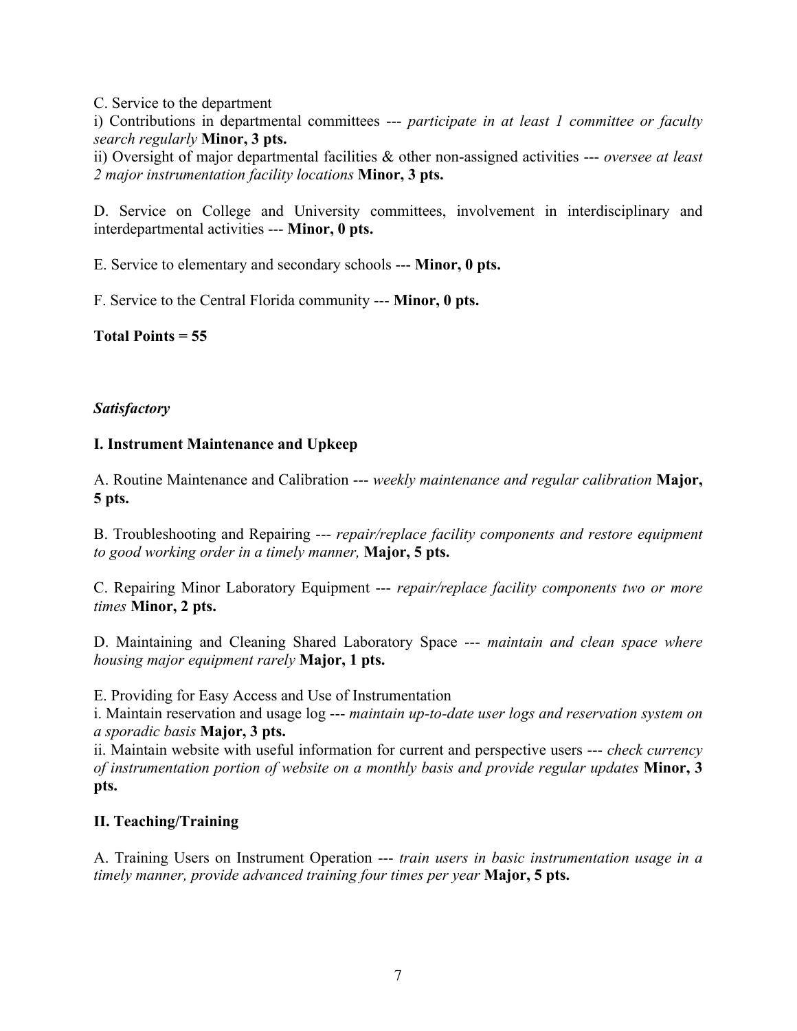C. Service to the department

i) Contributions in departmental committees --- *participate in at least 1 committee or faculty search regularly* **Minor, 3 pts.**

ii) Oversight of major departmental facilities & other non-assigned activities --- *oversee at least 2 major instrumentation facility locations* **Minor, 3 pts.**

D. Service on College and University committees, involvement in interdisciplinary and interdepartmental activities --- **Minor, 0 pts.**

E. Service to elementary and secondary schools --- **Minor, 0 pts.**

F. Service to the Central Florida community --- **Minor, 0 pts.**

**Total Points = 55**

***Satisfactory***

**I. Instrument Maintenance and Upkeep**

A. Routine Maintenance and Calibration --- *weekly maintenance and regular calibration* **Major, 5 pts.**

B. Troubleshooting and Repairing --- *repair/replace facility components and restore equipment to good working order in a timely manner,* **Major, 5 pts.**

C. Repairing Minor Laboratory Equipment --- *repair/replace facility components two or more times* **Minor, 2 pts.**

D. Maintaining and Cleaning Shared Laboratory Space --- *maintain and clean space where housing major equipment rarely* **Major, 1 pts.**

E. Providing for Easy Access and Use of Instrumentation

i. Maintain reservation and usage log --- *maintain up-to-date user logs and reservation system on a sporadic basis* **Major, 3 pts.**

ii. Maintain website with useful information for current and perspective users --- *check currency of instrumentation portion of website on a monthly basis and provide regular updates* **Minor, 3 pts.**

**II. Teaching/Training**

A. Training Users on Instrument Operation --- *train users in basic instrumentation usage in a timely manner, provide advanced training four times per year* **Major, 5 pts.**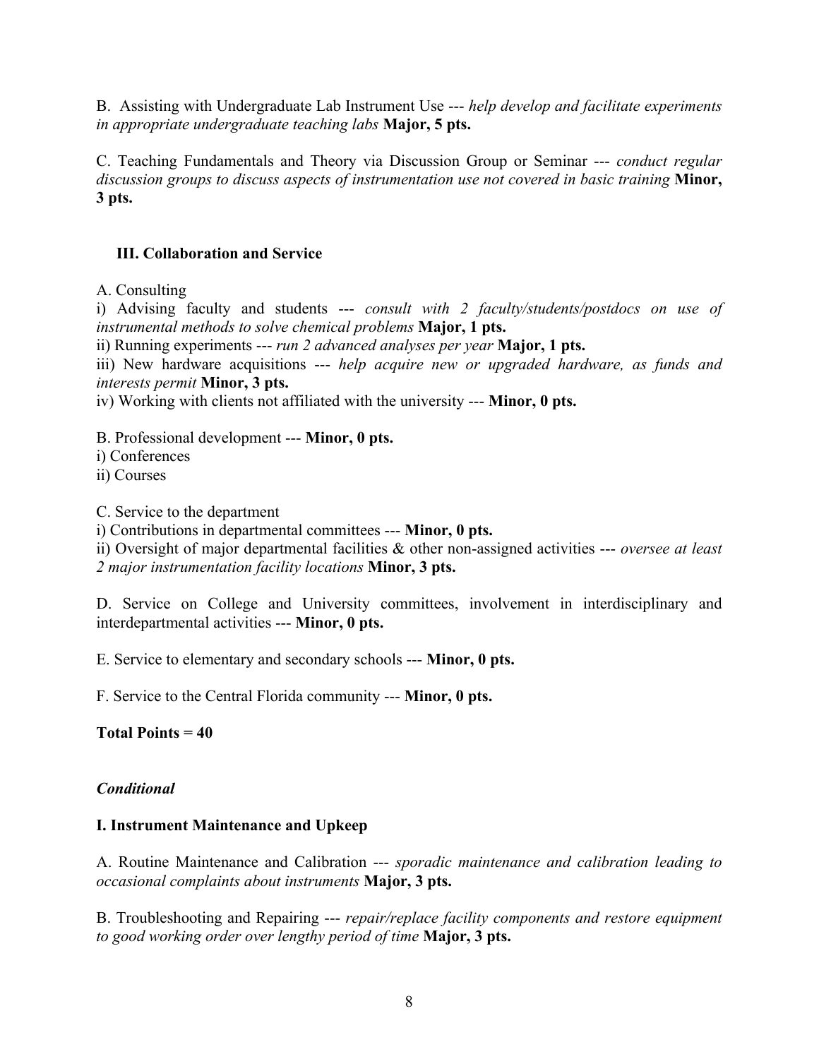B. Assisting with Undergraduate Lab Instrument Use --- *help develop and facilitate experiments in appropriate undergraduate teaching labs* **Major, 5 pts.**

C. Teaching Fundamentals and Theory via Discussion Group or Seminar --- *conduct regular discussion groups to discuss aspects of instrumentation use not covered in basic training* **Minor, 3 pts.**

### III. Collaboration and Service

A. Consulting

i) Advising faculty and students --- *consult with 2 faculty/students/postdocs on use of instrumental methods to solve chemical problems* **Major, 1 pts.**

ii) Running experiments --- *run 2 advanced analyses per year* **Major, 1 pts.**

iii) New hardware acquisitions --- *help acquire new or upgraded hardware, as funds and interests permit* **Minor, 3 pts.**

iv) Working with clients not affiliated with the university --- **Minor, 0 pts.**

B. Professional development --- **Minor, 0 pts.**

i) Conferences

ii) Courses

C. Service to the department

i) Contributions in departmental committees --- **Minor, 0 pts.**

ii) Oversight of major departmental facilities & other non-assigned activities --- *oversee at least 2 major instrumentation facility locations* **Minor, 3 pts.**

D. Service on College and University committees, involvement in interdisciplinary and interdepartmental activities --- **Minor, 0 pts.**

E. Service to elementary and secondary schools --- **Minor, 0 pts.**

F. Service to the Central Florida community --- **Minor, 0 pts.**

**Total Points = 40**

***Conditional***

### I. Instrument Maintenance and Upkeep

A. Routine Maintenance and Calibration --- *sporadic maintenance and calibration leading to occasional complaints about instruments* **Major, 3 pts.**

B. Troubleshooting and Repairing --- *repair/replace facility components and restore equipment to good working order over lengthy period of time* **Major, 3 pts.**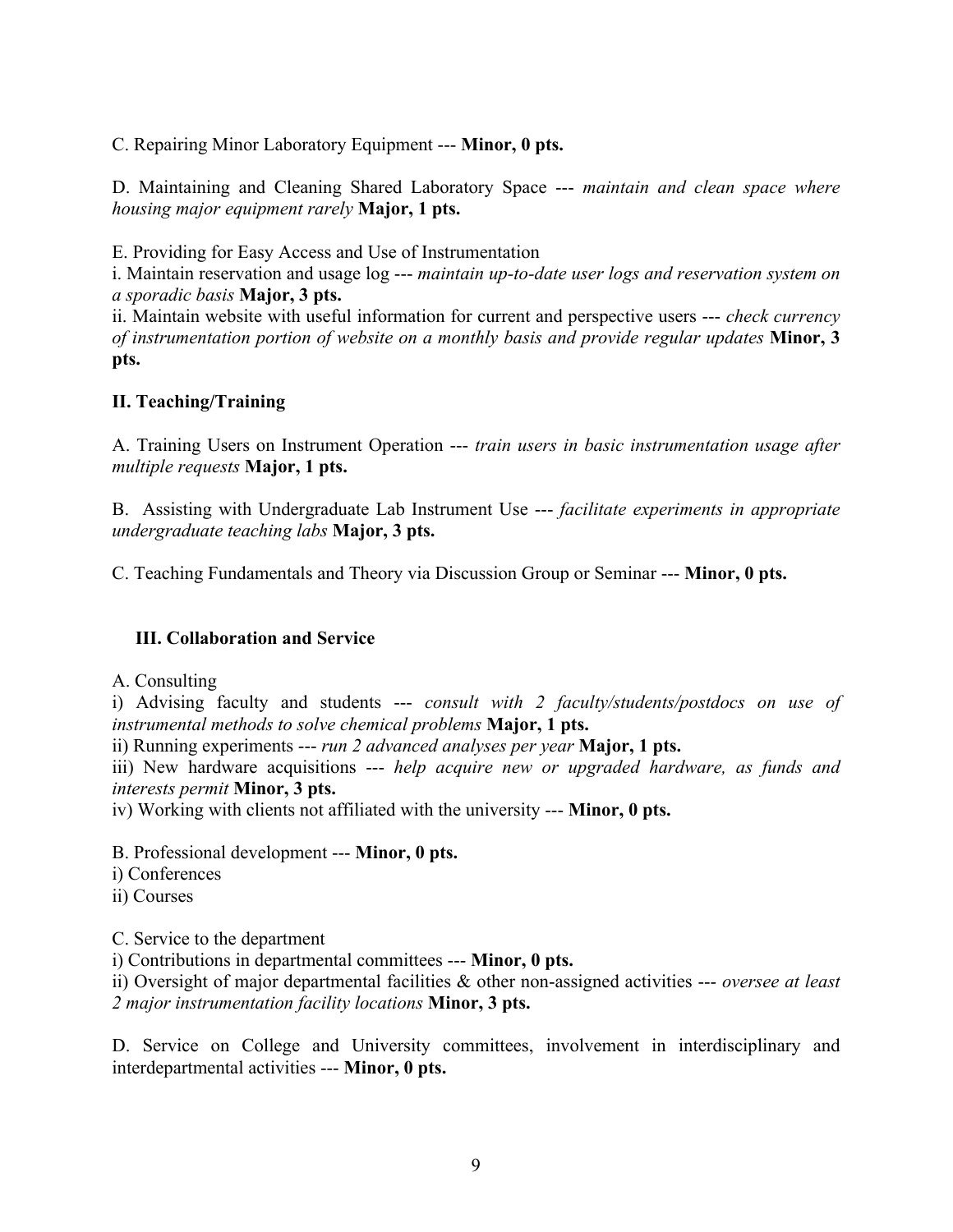C. Repairing Minor Laboratory Equipment --- **Minor, 0 pts.**

D. Maintaining and Cleaning Shared Laboratory Space --- *maintain and clean space where housing major equipment rarely* **Major, 1 pts.**

E. Providing for Easy Access and Use of Instrumentation

i. Maintain reservation and usage log --- *maintain up-to-date user logs and reservation system on a sporadic basis* **Major, 3 pts.**

ii. Maintain website with useful information for current and perspective users --- *check currency of instrumentation portion of website on a monthly basis and provide regular updates* **Minor, 3 pts.**

## II. Teaching/Training

A. Training Users on Instrument Operation --- *train users in basic instrumentation usage after multiple requests* **Major, 1 pts.**

B. Assisting with Undergraduate Lab Instrument Use --- *facilitate experiments in appropriate undergraduate teaching labs* **Major, 3 pts.**

C. Teaching Fundamentals and Theory via Discussion Group or Seminar --- **Minor, 0 pts.**

## III. Collaboration and Service

A. Consulting

i) Advising faculty and students --- *consult with 2 faculty/students/postdocs on use of instrumental methods to solve chemical problems* **Major, 1 pts.**

ii) Running experiments --- *run 2 advanced analyses per year* **Major, 1 pts.**

iii) New hardware acquisitions --- *help acquire new or upgraded hardware, as funds and interests permit* **Minor, 3 pts.**

iv) Working with clients not affiliated with the university --- **Minor, 0 pts.**

B. Professional development --- **Minor, 0 pts.**

i) Conferences

ii) Courses

C. Service to the department

i) Contributions in departmental committees --- **Minor, 0 pts.**

ii) Oversight of major departmental facilities & other non-assigned activities --- *oversee at least 2 major instrumentation facility locations* **Minor, 3 pts.**

D. Service on College and University committees, involvement in interdisciplinary and interdepartmental activities --- **Minor, 0 pts.**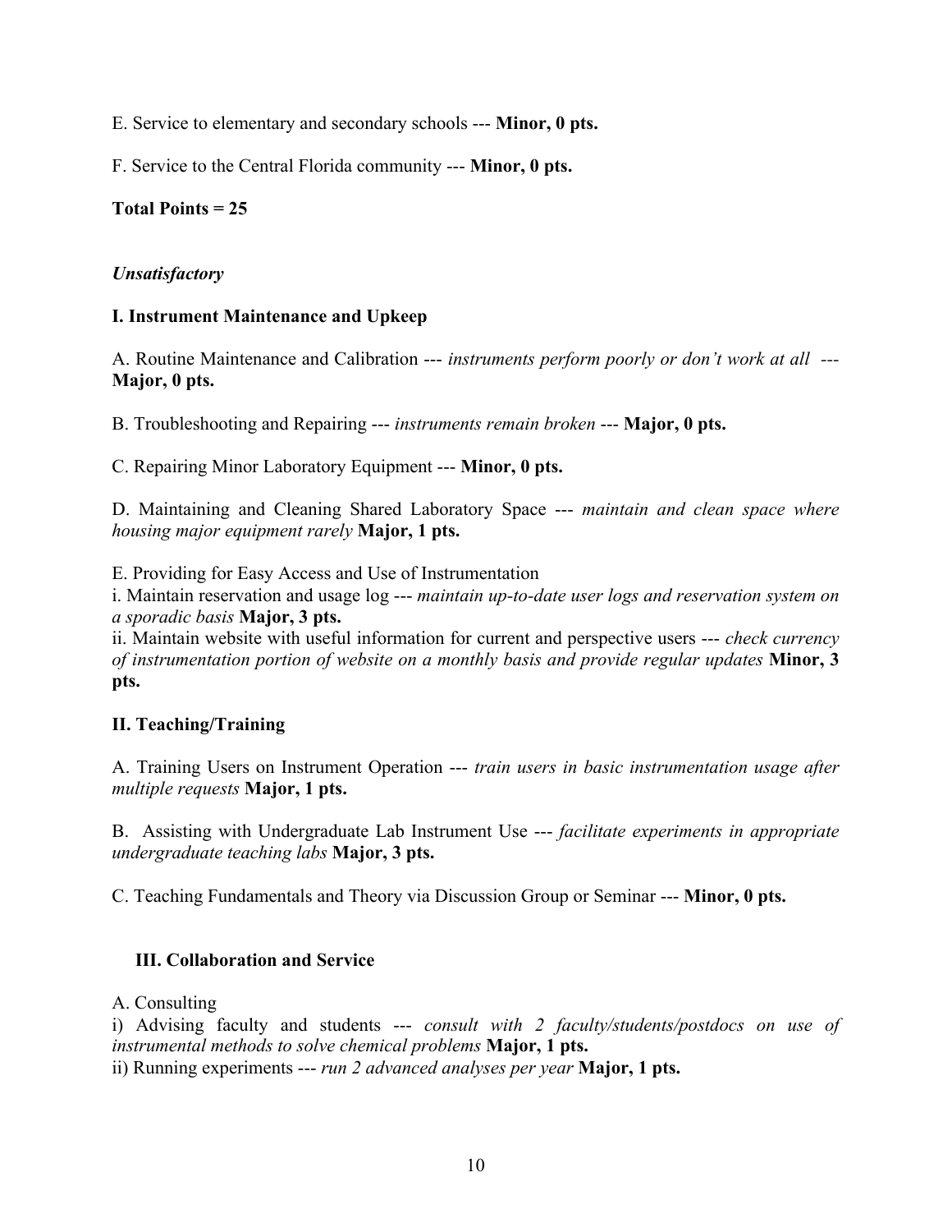E. Service to elementary and secondary schools --- **Minor, 0 pts.**

F. Service to the Central Florida community --- **Minor, 0 pts.**

**Total Points = 25**

***Unsatisfactory***

**I. Instrument Maintenance and Upkeep**

A. Routine Maintenance and Calibration --- *instruments perform poorly or don't work at all* --- **Major, 0 pts.**

B. Troubleshooting and Repairing --- *instruments remain broken* --- **Major, 0 pts.**

C. Repairing Minor Laboratory Equipment --- **Minor, 0 pts.**

D. Maintaining and Cleaning Shared Laboratory Space --- *maintain and clean space where housing major equipment rarely* **Major, 1 pts.**

E. Providing for Easy Access and Use of Instrumentation
i. Maintain reservation and usage log --- *maintain up-to-date user logs and reservation system on a sporadic basis* **Major, 3 pts.**
ii. Maintain website with useful information for current and perspective users --- *check currency of instrumentation portion of website on a monthly basis and provide regular updates* **Minor, 3 pts.**

**II. Teaching/Training**

A. Training Users on Instrument Operation --- *train users in basic instrumentation usage after multiple requests* **Major, 1 pts.**

B. Assisting with Undergraduate Lab Instrument Use --- *facilitate experiments in appropriate undergraduate teaching labs* **Major, 3 pts.**

C. Teaching Fundamentals and Theory via Discussion Group or Seminar --- **Minor, 0 pts.**

**III. Collaboration and Service**

A. Consulting
i) Advising faculty and students --- *consult with 2 faculty/students/postdocs on use of instrumental methods to solve chemical problems* **Major, 1 pts.**
ii) Running experiments --- *run 2 advanced analyses per year* **Major, 1 pts.**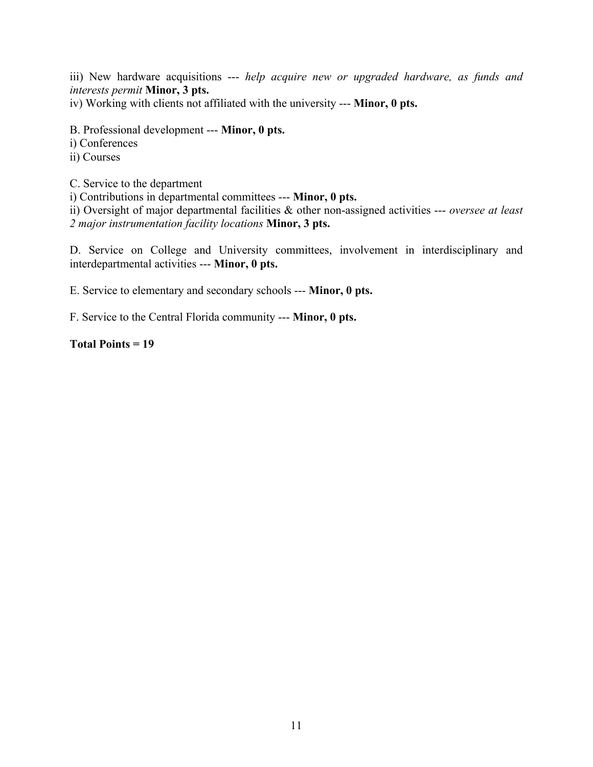iii) New hardware acquisitions --- *help acquire new or upgraded hardware, as funds and interests permit* **Minor, 3 pts.**
iv) Working with clients not affiliated with the university --- **Minor, 0 pts.**

B. Professional development --- **Minor, 0 pts.**
i) Conferences
ii) Courses

C. Service to the department
i) Contributions in departmental committees --- **Minor, 0 pts.**
ii) Oversight of major departmental facilities & other non-assigned activities --- *oversee at least 2 major instrumentation facility locations* **Minor, 3 pts.**

D. Service on College and University committees, involvement in interdisciplinary and interdepartmental activities --- **Minor, 0 pts.**

E. Service to elementary and secondary schools --- **Minor, 0 pts.**

F. Service to the Central Florida community --- **Minor, 0 pts.**

**Total Points = 19**